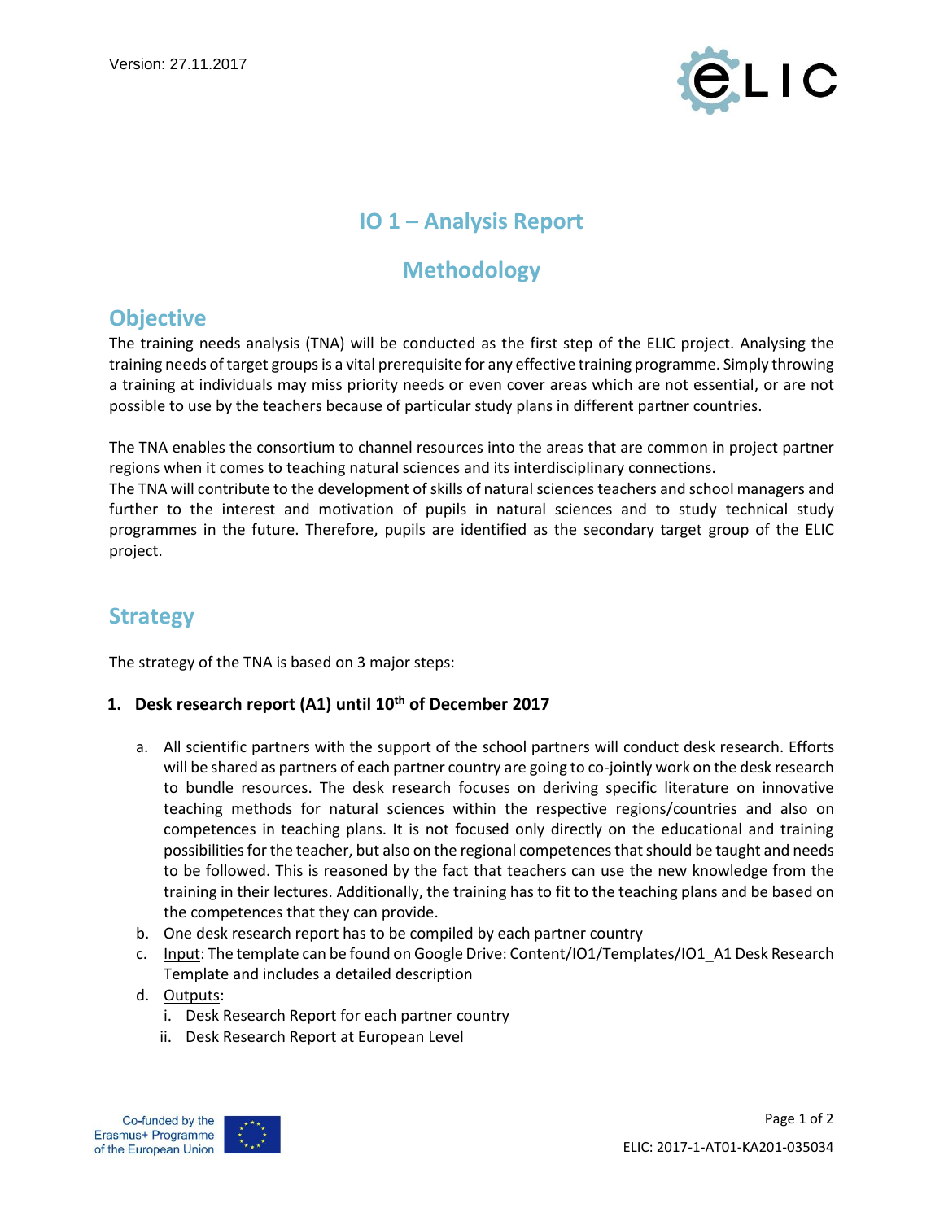Version: 27.11.2017

# IO 1 – Analysis Report

# Methodology

## Objective

The training needs analysis (TNA) will be conducted as the first step of the ELIC project. Analysing the training needs of target groups is a vital prerequisite for any effective training programme. Simply throwing a training at individuals may miss priority needs or even cover areas which are not essential, or are not possible to use by the teachers because of particular study plans in different partner countries.

The TNA enables the consortium to channel resources into the areas that are common in project partner regions when it comes to teaching natural sciences and its interdisciplinary connections.
The TNA will contribute to the development of skills of natural sciences teachers and school managers and further to the interest and motivation of pupils in natural sciences and to study technical study programmes in the future. Therefore, pupils are identified as the secondary target group of the ELIC project.

## Strategy

The strategy of the TNA is based on 3 major steps:

1. **Desk research report (A1) until 10th of December 2017**
    a. All scientific partners with the support of the school partners will conduct desk research. Efforts will be shared as partners of each partner country are going to co-jointly work on the desk research to bundle resources. The desk research focuses on deriving specific literature on innovative teaching methods for natural sciences within the respective regions/countries and also on competences in teaching plans. It is not focused only directly on the educational and training possibilities for the teacher, but also on the regional competences that should be taught and needs to be followed. This is reasoned by the fact that teachers can use the new knowledge from the training in their lectures. Additionally, the training has to fit to the teaching plans and be based on the competences that they can provide.
    b. One desk research report has to be compiled by each partner country
    c. Input: The template can be found on Google Drive: Content/IO1/Templates/IO1_A1 Desk Research Template and includes a detailed description
    d. Outputs:
        i. Desk Research Report for each partner country
        ii. Desk Research Report at European Level

Co-funded by the Erasmus+ Programme of the European Union

ELIC: 2017-1-AT01-KA201-035034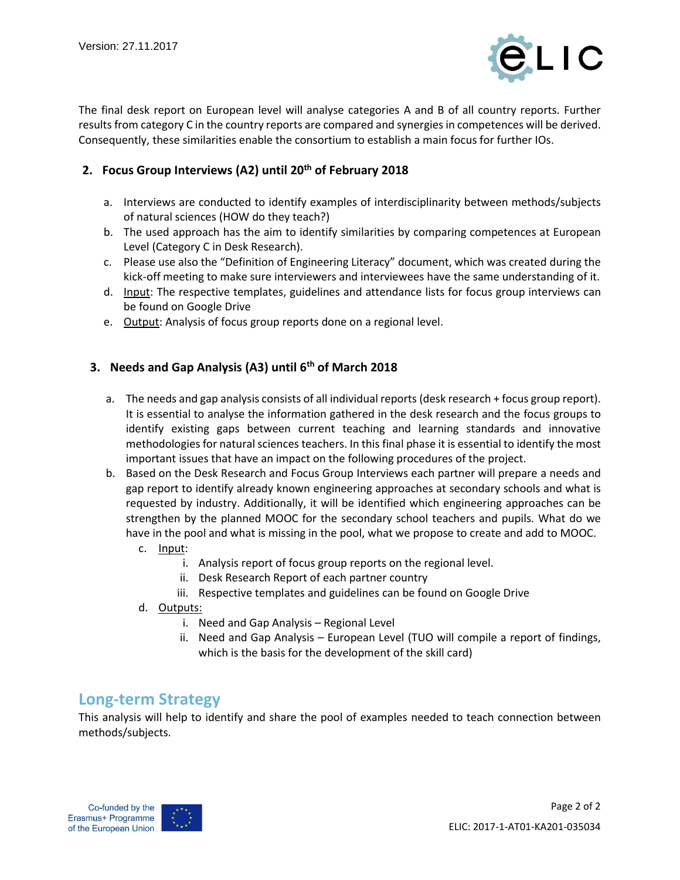The final desk report on European level will analyse categories A and B of all country reports. Further results from category C in the country reports are compared and synergies in competences will be derived. Consequently, these similarities enable the consortium to establish a main focus for further IOs.

### 2. Focus Group Interviews (A2) until 20th of February 2018

a. Interviews are conducted to identify examples of interdisciplinarity between methods/subjects of natural sciences (HOW do they teach?)
b. The used approach has the aim to identify similarities by comparing competences at European Level (Category C in Desk Research).
c. Please use also the "Definition of Engineering Literacy" document, which was created during the kick-off meeting to make sure interviewers and interviewees have the same understanding of it.
d. Input: The respective templates, guidelines and attendance lists for focus group interviews can be found on Google Drive
e. Output: Analysis of focus group reports done on a regional level.

### 3. Needs and Gap Analysis (A3) until 6th of March 2018

a. The needs and gap analysis consists of all individual reports (desk research + focus group report). It is essential to analyse the information gathered in the desk research and the focus groups to identify existing gaps between current teaching and learning standards and innovative methodologies for natural sciences teachers. In this final phase it is essential to identify the most important issues that have an impact on the following procedures of the project.
b. Based on the Desk Research and Focus Group Interviews each partner will prepare a needs and gap report to identify already known engineering approaches at secondary schools and what is requested by industry. Additionally, it will be identified which engineering approaches can be strengthen by the planned MOOC for the secondary school teachers and pupils. What do we have in the pool and what is missing in the pool, what we propose to create and add to MOOC.
   c. Input:
      i. Analysis report of focus group reports on the regional level.
      ii. Desk Research Report of each partner country
      iii. Respective templates and guidelines can be found on Google Drive
   d. Outputs:
      i. Need and Gap Analysis – Regional Level
      ii. Need and Gap Analysis – European Level (TUO will compile a report of findings, which is the basis for the development of the skill card)

## Long-term Strategy

This analysis will help to identify and share the pool of examples needed to teach connection between methods/subjects.